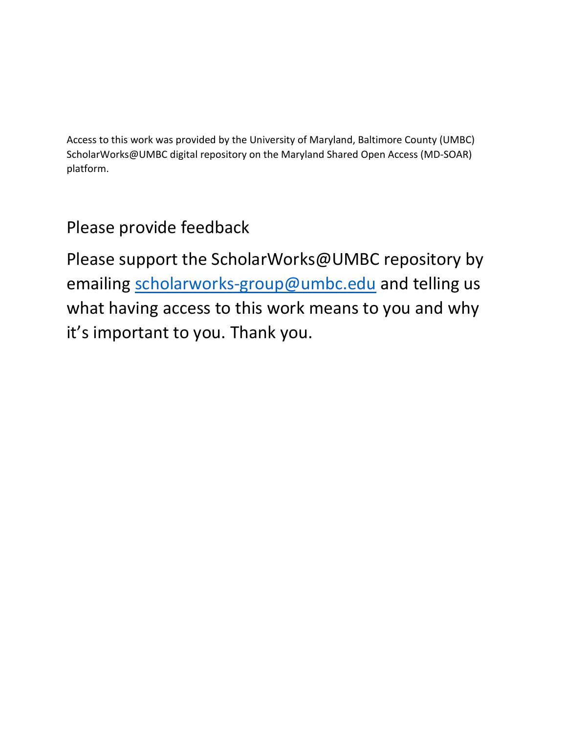Access to this work was provided by the University of Maryland, Baltimore County (UMBC) ScholarWorks@UMBC digital repository on the Maryland Shared Open Access (MD-SOAR) platform.

## Please provide feedback

Please support the ScholarWorks@UMBC repository by emailing [scholarworks-group@umbc.edu](mailto:scholarworks-group@umbc.edu) and telling us what having access to this work means to you and why it's important to you. Thank you.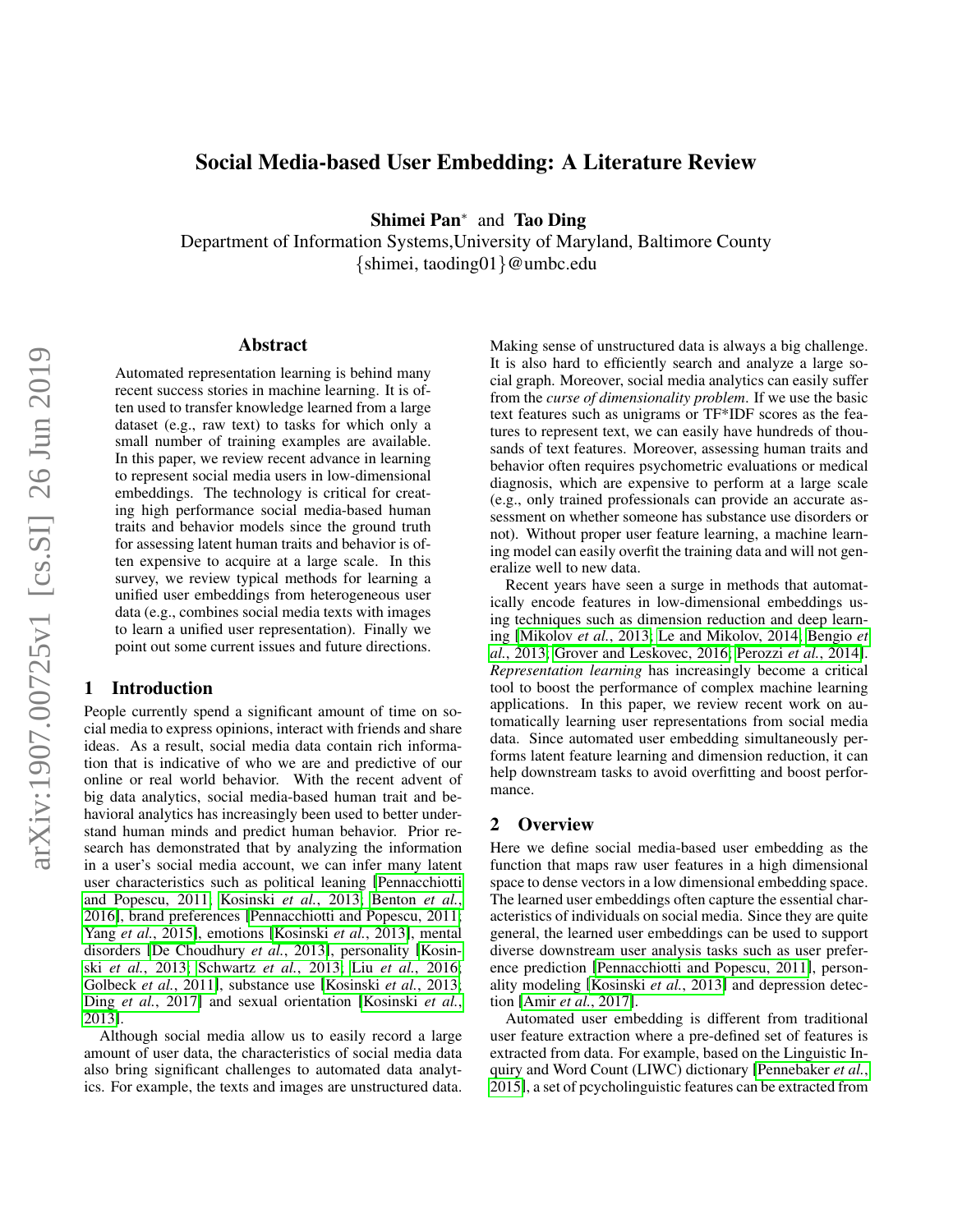# Social Media-based User Embedding: A Literature Review

**Shimei Pan*** and **Tao Ding**

Department of Information Systems,University of Maryland, Baltimore County
{shimei, taoding01}@umbc.edu

## Abstract

Automated representation learning is behind many recent success stories in machine learning. It is often used to transfer knowledge learned from a large dataset (e.g., raw text) to tasks for which only a small number of training examples are available. In this paper, we review recent advance in learning to represent social media users in low-dimensional embeddings. The technology is critical for creating high performance social media-based human traits and behavior models since the ground truth for assessing latent human traits and behavior is often expensive to acquire at a large scale. In this survey, we review typical methods for learning a unified user embeddings from heterogeneous user data (e.g., combines social media texts with images to learn a unified user representation). Finally we point out some current issues and future directions.

## 1 Introduction

People currently spend a significant amount of time on social media to express opinions, interact with friends and share ideas. As a result, social media data contain rich information that is indicative of who we are and predictive of our online or real world behavior. With the recent advent of big data analytics, social media-based human trait and behavioral analytics has increasingly been used to better understand human minds and predict human behavior. Prior research has demonstrated that by analyzing the information in a user's social media account, we can infer many latent user characteristics such as political leaning [Pennacchiotti and Popescu, 2011; Kosinski *et al.*, 2013; Benton *et al.*, 2016], brand preferences [Pennacchiotti and Popescu, 2011; Yang *et al.*, 2015], emotions [Kosinski *et al.*, 2013], mental disorders [De Choudhury *et al.*, 2013], personality [Kosinski *et al.*, 2013; Schwartz *et al.*, 2013; Liu *et al.*, 2016; Golbeck *et al.*, 2011], substance use [Kosinski *et al.*, 2013; Ding *et al.*, 2017] and sexual orientation [Kosinski *et al.*, 2013].

Although social media allow us to easily record a large amount of user data, the characteristics of social media data also bring significant challenges to automated data analytics. For example, the texts and images are unstructured data. Making sense of unstructured data is always a big challenge. It is also hard to efficiently search and analyze a large social graph. Moreover, social media analytics can easily suffer from the *curse of dimensionality problem*. If we use the basic text features such as unigrams or TF*IDF scores as the features to represent text, we can easily have hundreds of thousands of text features. Moreover, assessing human traits and behavior often requires psychometric evaluations or medical diagnosis, which are expensive to perform at a large scale (e.g., only trained professionals can provide an accurate assessment on whether someone has substance use disorders or not). Without proper user feature learning, a machine learning model can easily overfit the training data and will not generalize well to new data.

Recent years have seen a surge in methods that automatically encode features in low-dimensional embeddings using techniques such as dimension reduction and deep learning [Mikolov *et al.*, 2013; Le and Mikolov, 2014; Bengio *et al.*, 2013; Grover and Leskovec, 2016; Perozzi *et al.*, 2014]. *Representation learning* has increasingly become a critical tool to boost the performance of complex machine learning applications. In this paper, we review recent work on automatically learning user representations from social media data. Since automated user embedding simultaneously performs latent feature learning and dimension reduction, it can help downstream tasks to avoid overfitting and boost performance.

## 2 Overview

Here we define social media-based user embedding as the function that maps raw user features in a high dimensional space to dense vectors in a low dimensional embedding space. The learned user embeddings often capture the essential characteristics of individuals on social media. Since they are quite general, the learned user embeddings can be used to support diverse downstream user analysis tasks such as user preference prediction [Pennacchiotti and Popescu, 2011], personality modeling [Kosinski *et al.*, 2013] and depression detection [Amir *et al.*, 2017].

Automated user embedding is different from traditional user feature extraction where a pre-defined set of features is extracted from data. For example, based on the Linguistic Inquiry and Word Count (LIWC) dictionary [Pennebaker *et al.*, 2015], a set of pycholinguistic features can be extracted from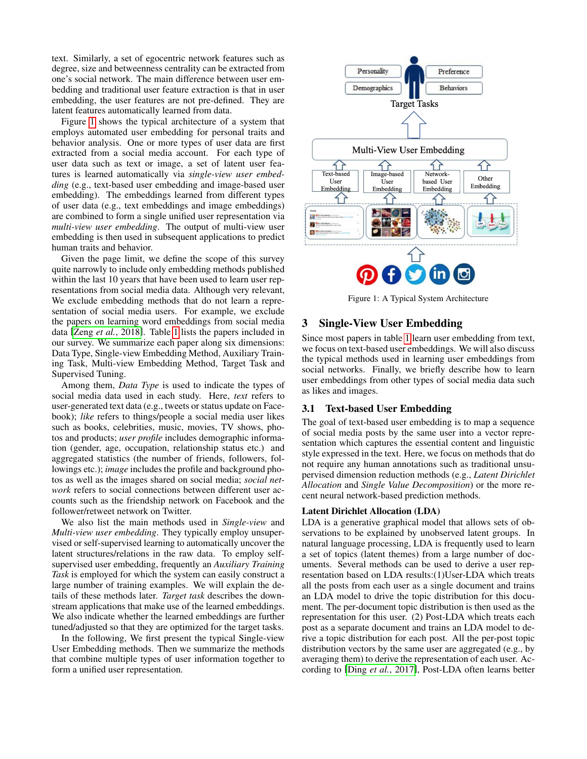text. Similarly, a set of egocentric network features such as degree, size and betweenness centrality can be extracted from one's social network. The main difference between user embedding and traditional user feature extraction is that in user embedding, the user features are not pre-defined. They are latent features automatically learned from data.

Figure 1 shows the typical architecture of a system that employs automated user embedding for personal traits and behavior analysis. One or more types of user data are first extracted from a social media account. For each type of user data such as text or image, a set of latent user features is learned automatically via *single-view user embedding* (e.g., text-based user embedding and image-based user embedding). The embeddings learned from different types of user data (e.g., text embeddings and image embeddings) are combined to form a single unified user representation via *multi-view user embedding*. The output of multi-view user embedding is then used in subsequent applications to predict human traits and behavior.

Given the page limit, we define the scope of this survey quite narrowly to include only embedding methods published within the last 10 years that have been used to learn user representations from social media data. Although very relevant, We exclude embedding methods that do not learn a representation of social media users. For example, we exclude the papers on learning word embeddings from social media data [Zeng *et al.*, 2018]. Table 1 lists the papers included in our survey. We summarize each paper along six dimensions: Data Type, Single-view Embedding Method, Auxiliary Training Task, Multi-view Embedding Method, Target Task and Supervised Tuning.

Among them, *Data Type* is used to indicate the types of social media data used in each study. Here, *text* refers to user-generated text data (e.g., tweets or status update on Facebook); *like* refers to things/people a social media user likes such as books, celebrities, music, movies, TV shows, photos and products; *user profile* includes demographic information (gender, age, occupation, relationship status etc.) and aggregated statistics (the number of friends, followers, followings etc.); *image* includes the profile and background photos as well as the images shared on social media; *social network* refers to social connections between different user accounts such as the friendship network on Facebook and the follower/retweet network on Twitter.

We also list the main methods used in *Single-view* and *Multi-view user embedding*. They typically employ unsupervised or self-supervised learning to automatically uncover the latent structures/relations in the raw data. To employ self-supervised user embedding, frequently an *Auxiliary Training Task* is employed for which the system can easily construct a large number of training examples. We will explain the details of these methods later. *Target task* describes the downstream applications that make use of the learned embeddings. We also indicate whether the learned embeddings are further tuned/adjusted so that they are optimized for the target tasks.

In the following, We first present the typical Single-view User Embedding methods. Then we summarize the methods that combine multiple types of user information together to form a unified user representation.

Figure 1: A Typical System Architecture

## 3 Single-View User Embedding

Since most papers in table 1 learn user embedding from text, we focus on text-based user embeddings. We will also discuss the typical methods used in learning user embeddings from social networks. Finally, we briefly describe how to learn user embeddings from other types of social media data such as likes and images.

### 3.1 Text-based User Embedding

The goal of text-based user embedding is to map a sequence of social media posts by the same user into a vector representation which captures the essential content and linguistic style expressed in the text. Here, we focus on methods that do not require any human annotations such as traditional unsupervised dimension reduction methods (e.g., *Latent Dirichlet Allocation* and *Single Value Decomposition*) or the more recent neural network-based prediction methods.

**Latent Dirichlet Allocation (LDA)**

LDA is a generative graphical model that allows sets of observations to be explained by unobserved latent groups. In natural language processing, LDA is frequently used to learn a set of topics (latent themes) from a large number of documents. Several methods can be used to derive a user representation based on LDA results:(1)User-LDA which treats all the posts from each user as a single document and trains an LDA model to drive the topic distribution for this document. The per-document topic distribution is then used as the representation for this user. (2) Post-LDA which treats each post as a separate document and trains an LDA model to derive a topic distribution for each post. All the per-post topic distribution vectors by the same user are aggregated (e.g., by averaging them) to derive the representation of each user. According to [Ding *et al.*, 2017], Post-LDA often learns better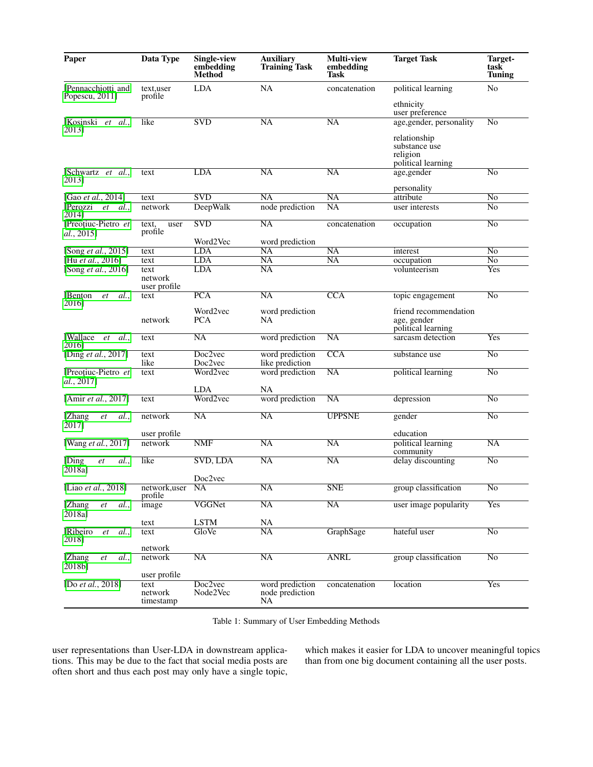| Paper | Data Type | Single-view embedding Method | Auxiliary Training Task | Multi-view embedding Task | Target Task | Target-task Tuning |
|---|---|---|---|---|---|---|
| [Pennacchiotti and Popescu, 2011] | text,user profile | LDA | NA | concatenation | political learning<br>ethnicity<br>user preference | No |
| [Kosinski *et al.*, 2013] | like | SVD | NA | NA | age,gender, personality<br>relationship<br>substance use<br>religion<br>political learning | No |
| [Schwartz *et al.*, 2013] | text | LDA | NA | NA | age,gender<br>personality | No |
| [Gao *et al.*, 2014] | text | SVD | NA | NA | attribute | No |
| [Perozzi *et al.*, 2014] | network | DeepWalk | node prediction | NA | user interests | No |
| [Preoţiuc-Pietro *et al.*, 2015] | text, user profile | SVD<br>Word2Vec | NA<br>word prediction | concatenation | occupation | No |
| [Song *et al.*, 2015] | text | LDA | NA | NA | interest | No |
| [Hu *et al.*, 2016] | text | LDA | NA | NA | occupation | No |
| [Song *et al.*, 2016] | text<br>network<br>user profile | LDA | NA | | volunteerism | Yes |
| [Benton *et al.*, 2016] | text<br><br>network | PCA<br>Word2vec<br>PCA | NA<br>word prediction<br>NA | CCA | topic engagement<br>friend recommendation<br>age, gender<br>political learning | No |
| [Wallace *et al.*, 2016] | text | NA | word prediction | NA | sarcasm detection | Yes |
| [Ding *et al.*, 2017] | text<br>like | Doc2vec<br>Doc2vec | word prediction<br>like prediction | CCA | substance use | No |
| [Preoţiuc-Pietro *et al.*, 2017] | text | Word2vec<br>LDA | word prediction<br>NA | NA | political learning | No |
| [Amir *et al.*, 2017] | text | Word2vec | word prediction | NA | depression | No |
| [Zhang *et al.*, 2017] | network<br>user profile | NA | NA | UPPSNE | gender<br>education | No |
| [Wang *et al.*, 2017] | network | NMF | NA | NA | political learning community | NA |
| [Ding *et al.*, 2018a] | like | SVD, LDA<br>Doc2vec | NA | NA | delay discounting | No |
| [Liao *et al.*, 2018] | network,user profile | NA | NA | SNE | group classification | No |
| [Zhang *et al.*, 2018a] | image<br>text | VGGNet<br>LSTM | NA<br>NA | NA | user image popularity | Yes |
| [Ribeiro *et al.*, 2018] | text<br>network | GloVe | NA | GraphSage | hateful user | No |
| [Zhang *et al.*, 2018b] | network<br>user profile | NA | NA | ANRL | group classification | No |
| [Do *et al.*, 2018] | text<br>network<br>timestamp | Doc2vec<br>Node2Vec | word prediction<br>node prediction<br>NA | concatenation | location | Yes |

Table 1: Summary of User Embedding Methods

user representations than User-LDA in downstream applications. This may be due to the fact that social media posts are often short and thus each post may only have a single topic, which makes it easier for LDA to uncover meaningful topics than from one big document containing all the user posts.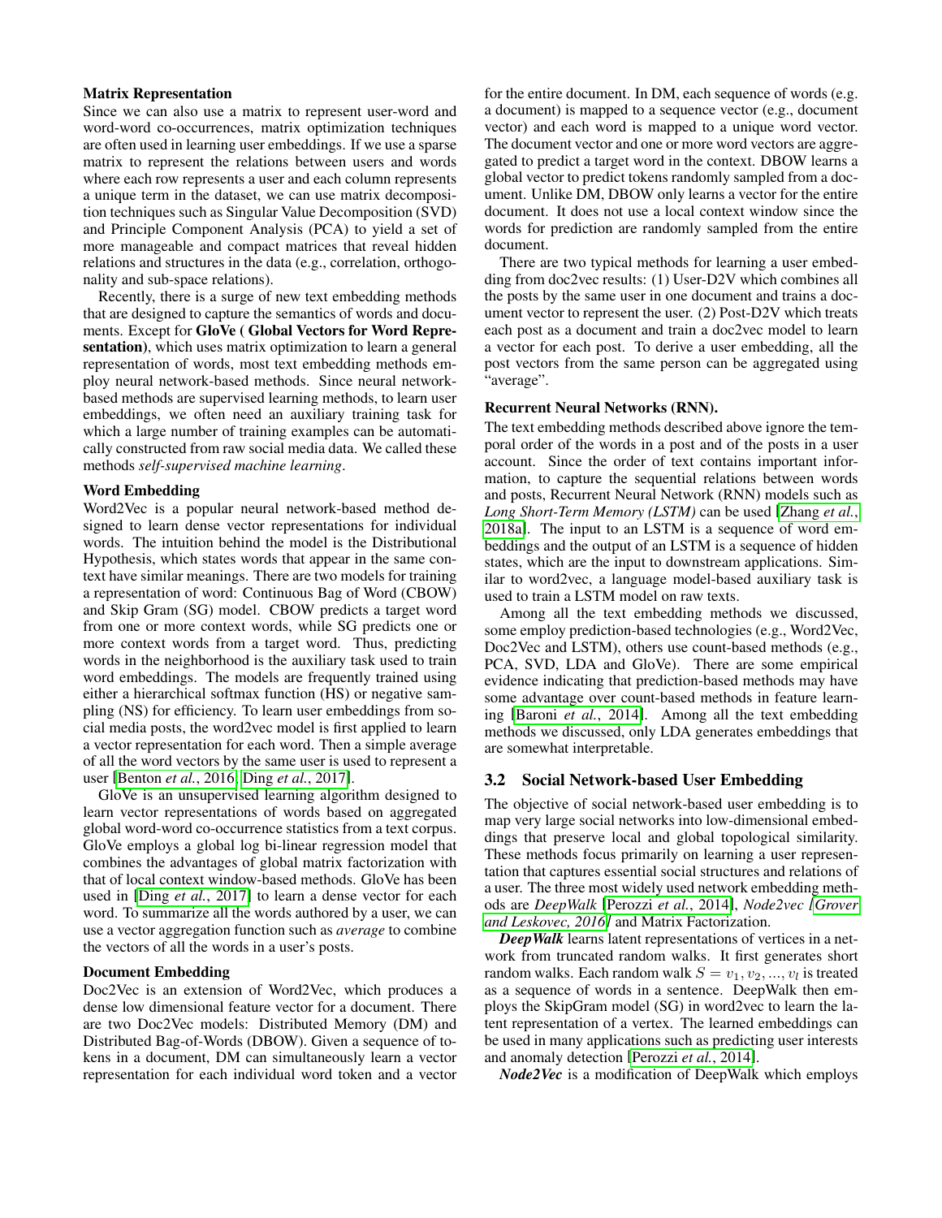**Matrix Representation**

Since we can also use a matrix to represent user-word and word-word co-occurrences, matrix optimization techniques are often used in learning user embeddings. If we use a sparse matrix to represent the relations between users and words where each row represents a user and each column represents a unique term in the dataset, we can use matrix decomposition techniques such as Singular Value Decomposition (SVD) and Principle Component Analysis (PCA) to yield a set of more manageable and compact matrices that reveal hidden relations and structures in the data (e.g., correlation, orthogonality and sub-space relations).

Recently, there is a surge of new text embedding methods that are designed to capture the semantics of words and documents. Except for **GloVe ( Global Vectors for Word Representation)**, which uses matrix optimization to learn a general representation of words, most text embedding methods employ neural network-based methods. Since neural network-based methods are supervised learning methods, to learn user embeddings, we often need an auxiliary training task for which a large number of training examples can be automatically constructed from raw social media data. We called these methods *self-supervised machine learning*.

**Word Embedding**

Word2Vec is a popular neural network-based method designed to learn dense vector representations for individual words. The intuition behind the model is the Distributional Hypothesis, which states words that appear in the same context have similar meanings. There are two models for training a representation of word: Continuous Bag of Word (CBOW) and Skip Gram (SG) model. CBOW predicts a target word from one or more context words, while SG predicts one or more context words from a target word. Thus, predicting words in the neighborhood is the auxiliary task used to train word embeddings. The models are frequently trained using either a hierarchical softmax function (HS) or negative sampling (NS) for efficiency. To learn user embeddings from social media posts, the word2vec model is first applied to learn a vector representation for each word. Then a simple average of all the word vectors by the same user is used to represent a user [Benton *et al.*, 2016; Ding *et al.*, 2017].

GloVe is an unsupervised learning algorithm designed to learn vector representations of words based on aggregated global word-word co-occurrence statistics from a text corpus. GloVe employs a global log bi-linear regression model that combines the advantages of global matrix factorization with that of local context window-based methods. GloVe has been used in [Ding *et al.*, 2017] to learn a dense vector for each word. To summarize all the words authored by a user, we can use a vector aggregation function such as *average* to combine the vectors of all the words in a user's posts.

**Document Embedding**

Doc2Vec is an extension of Word2Vec, which produces a dense low dimensional feature vector for a document. There are two Doc2Vec models: Distributed Memory (DM) and Distributed Bag-of-Words (DBOW). Given a sequence of tokens in a document, DM can simultaneously learn a vector representation for each individual word token and a vector for the entire document. In DM, each sequence of words (e.g. a document) is mapped to a sequence vector (e.g., document vector) and each word is mapped to a unique word vector. The document vector and one or more word vectors are aggregated to predict a target word in the context. DBOW learns a global vector to predict tokens randomly sampled from a document. Unlike DM, DBOW only learns a vector for the entire document. It does not use a local context window since the words for prediction are randomly sampled from the entire document.

There are two typical methods for learning a user embedding from doc2vec results: (1) User-D2V which combines all the posts by the same user in one document and trains a document vector to represent the user. (2) Post-D2V which treats each post as a document and train a doc2vec model to learn a vector for each post. To derive a user embedding, all the post vectors from the same person can be aggregated using "average".

**Recurrent Neural Networks (RNN).**

The text embedding methods described above ignore the temporal order of the words in a post and of the posts in a user account. Since the order of text contains important information, to capture the sequential relations between words and posts, Recurrent Neural Network (RNN) models such as *Long Short-Term Memory (LSTM)* can be used [Zhang *et al.*, 2018a]. The input to an LSTM is a sequence of word embeddings and the output of an LSTM is a sequence of hidden states, which are the input to downstream applications. Similar to word2vec, a language model-based auxiliary task is used to train a LSTM model on raw texts.

Among all the text embedding methods we discussed, some employ prediction-based technologies (e.g., Word2Vec, Doc2Vec and LSTM), others use count-based methods (e.g., PCA, SVD, LDA and GloVe). There are some empirical evidence indicating that prediction-based methods may have some advantage over count-based methods in feature learning [Baroni *et al.*, 2014]. Among all the text embedding methods we discussed, only LDA generates embeddings that are somewhat interpretable.

## 3.2 Social Network-based User Embedding

The objective of social network-based user embedding is to map very large social networks into low-dimensional embeddings that preserve local and global topological similarity. These methods focus primarily on learning a user representation that captures essential social structures and relations of a user. The three most widely used network embedding methods are *DeepWalk* [Perozzi *et al.*, 2014], *Node2vec [Grover and Leskovec, 2016]* and Matrix Factorization.

***DeepWalk*** learns latent representations of vertices in a network from truncated random walks. It first generates short random walks. Each random walk $S = v_1, v_2, ..., v_l$ is treated as a sequence of words in a sentence. DeepWalk then employs the SkipGram model (SG) in word2vec to learn the latent representation of a vertex. The learned embeddings can be used in many applications such as predicting user interests and anomaly detection [Perozzi *et al.*, 2014].

***Node2Vec*** is a modification of DeepWalk which employs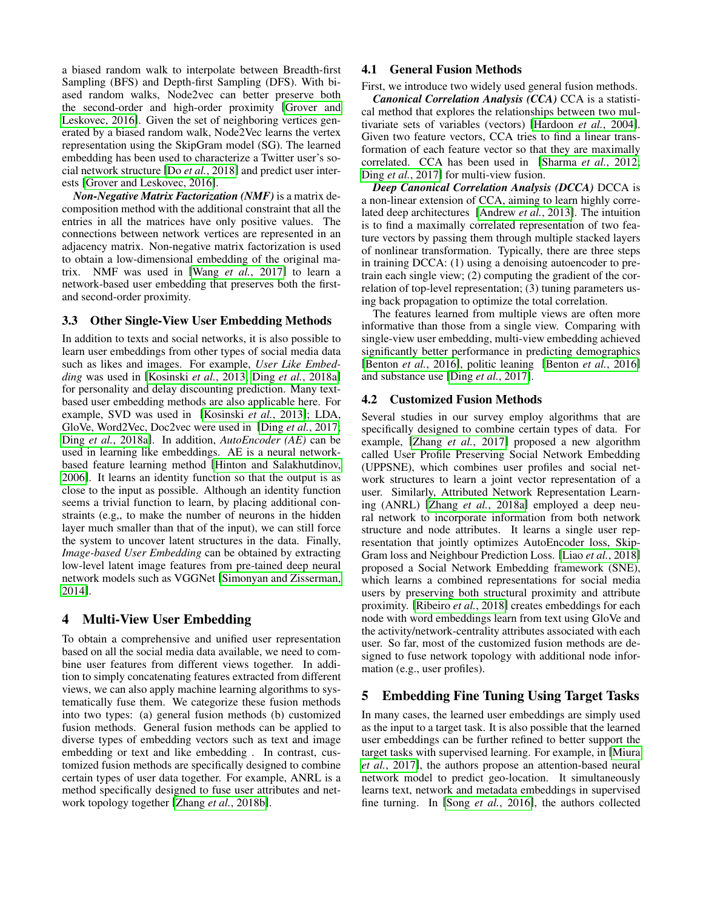a biased random walk to interpolate between Breadth-first Sampling (BFS) and Depth-first Sampling (DFS). With biased random walks, Node2vec can better preserve both the second-order and high-order proximity [Grover and Leskovec, 2016]. Given the set of neighboring vertices generated by a biased random walk, Node2Vec learns the vertex representation using the SkipGram model (SG). The learned embedding has been used to characterize a Twitter user's social network structure [Do *et al.*, 2018] and predict user interests [Grover and Leskovec, 2016].

***Non-Negative Matrix Factorization (NMF)*** is a matrix decomposition method with the additional constraint that all the entries in all the matrices have only positive values. The connections between network vertices are represented in an adjacency matrix. Non-negative matrix factorization is used to obtain a low-dimensional embedding of the original matrix. NMF was used in [Wang *et al.*, 2017] to learn a network-based user embedding that preserves both the first- and second-order proximity.

### 3.3 Other Single-View User Embedding Methods

In addition to texts and social networks, it is also possible to learn user embeddings from other types of social media data such as likes and images. For example, *User Like Embedding* was used in [Kosinski *et al.*, 2013; Ding *et al.*, 2018a] for personality and delay discounting prediction. Many text-based user embedding methods are also applicable here. For example, SVD was used in [Kosinski *et al.*, 2013]; LDA, GloVe, Word2Vec, Doc2vec were used in [Ding *et al.*, 2017; Ding *et al.*, 2018a]. In addition, *AutoEncoder (AE)* can be used in learning like embeddings. AE is a neural network-based feature learning method [Hinton and Salakhutdinov, 2006]. It learns an identity function so that the output is as close to the input as possible. Although an identity function seems a trivial function to learn, by placing additional constraints (e.g,, to make the number of neurons in the hidden layer much smaller than that of the input), we can still force the system to uncover latent structures in the data. Finally, *Image-based User Embedding* can be obtained by extracting low-level latent image features from pre-tained deep neural network models such as VGGNet [Simonyan and Zisserman, 2014].

## 4 Multi-View User Embedding

To obtain a comprehensive and unified user representation based on all the social media data available, we need to combine user features from different views together. In addition to simply concatenating features extracted from different views, we can also apply machine learning algorithms to systematically fuse them. We categorize these fusion methods into two types: (a) general fusion methods (b) customized fusion methods. General fusion methods can be applied to diverse types of embedding vectors such as text and image embedding or text and like embedding . In contrast, customized fusion methods are specifically designed to combine certain types of user data together. For example, ANRL is a method specifically designed to fuse user attributes and network topology together [Zhang *et al.*, 2018b].

### 4.1 General Fusion Methods

First, we introduce two widely used general fusion methods.

***Canonical Correlation Analysis (CCA)*** CCA is a statistical method that explores the relationships between two multivariate sets of variables (vectors) [Hardoon *et al.*, 2004]. Given two feature vectors, CCA tries to find a linear transformation of each feature vector so that they are maximally correlated. CCA has been used in [Sharma *et al.*, 2012; Ding *et al.*, 2017] for multi-view fusion.

***Deep Canonical Correlation Analysis (DCCA)*** DCCA is a non-linear extension of CCA, aiming to learn highly correlated deep architectures [Andrew *et al.*, 2013]. The intuition is to find a maximally correlated representation of two feature vectors by passing them through multiple stacked layers of nonlinear transformation. Typically, there are three steps in training DCCA: (1) using a denoising autoencoder to pretrain each single view; (2) computing the gradient of the correlation of top-level representation; (3) tuning parameters using back propagation to optimize the total correlation.

The features learned from multiple views are often more informative than those from a single view. Comparing with single-view user embedding, multi-view embedding achieved significantly better performance in predicting demographics [Benton *et al.*, 2016], politic leaning [Benton *et al.*, 2016] and substance use [Ding *et al.*, 2017].

### 4.2 Customized Fusion Methods

Several studies in our survey employ algorithms that are specifically designed to combine certain types of data. For example, [Zhang *et al.*, 2017] proposed a new algorithm called User Profile Preserving Social Network Embedding (UPPSNE), which combines user profiles and social network structures to learn a joint vector representation of a user. Similarly, Attributed Network Representation Learning (ANRL) [Zhang *et al.*, 2018a] employed a deep neural network to incorporate information from both network structure and node attributes. It learns a single user representation that jointly optimizes AutoEncoder loss, SkipGram loss and Neighbour Prediction Loss. [Liao *et al.*, 2018] proposed a Social Network Embedding framework (SNE), which learns a combined representations for social media users by preserving both structural proximity and attribute proximity. [Ribeiro *et al.*, 2018] creates embeddings for each node with word embeddings learn from text using GloVe and the activity/network-centrality attributes associated with each user. So far, most of the customized fusion methods are designed to fuse network topology with additional node information (e.g., user profiles).

## 5 Embedding Fine Tuning Using Target Tasks

In many cases, the learned user embeddings are simply used as the input to a target task. It is also possible that the learned user embeddings can be further refined to better support the target tasks with supervised learning. For example, in [Miura *et al.*, 2017], the authors propose an attention-based neural network model to predict geo-location. It simultaneously learns text, network and metadata embeddings in supervised fine turning. In [Song *et al.*, 2016], the authors collected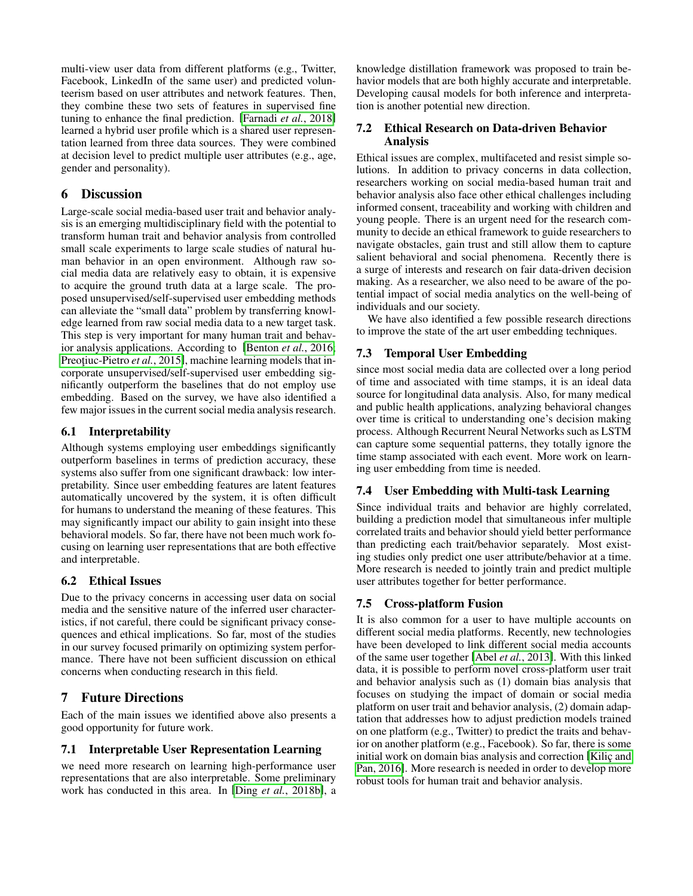multi-view user data from different platforms (e.g., Twitter, Facebook, LinkedIn of the same user) and predicted volunteerism based on user attributes and network features. Then, they combine these two sets of features in supervised fine tuning to enhance the final prediction. [Farnadi *et al.*, 2018] learned a hybrid user profile which is a shared user representation learned from three data sources. They were combined at decision level to predict multiple user attributes (e.g., age, gender and personality).

## 6 Discussion

Large-scale social media-based user trait and behavior analysis is an emerging multidisciplinary field with the potential to transform human trait and behavior analysis from controlled small scale experiments to large scale studies of natural human behavior in an open environment. Although raw social media data are relatively easy to obtain, it is expensive to acquire the ground truth data at a large scale. The proposed unsupervised/self-supervised user embedding methods can alleviate the "small data" problem by transferring knowledge learned from raw social media data to a new target task. This step is very important for many human trait and behavior analysis applications. According to [Benton *et al.*, 2016; Preoţiuc-Pietro *et al.*, 2015], machine learning models that incorporate unsupervised/self-supervised user embedding significantly outperform the baselines that do not employ use embedding. Based on the survey, we have also identified a few major issues in the current social media analysis research.

### 6.1 Interpretability

Although systems employing user embeddings significantly outperform baselines in terms of prediction accuracy, these systems also suffer from one significant drawback: low interpretability. Since user embedding features are latent features automatically uncovered by the system, it is often difficult for humans to understand the meaning of these features. This may significantly impact our ability to gain insight into these behavioral models. So far, there have not been much work focusing on learning user representations that are both effective and interpretable.

### 6.2 Ethical Issues

Due to the privacy concerns in accessing user data on social media and the sensitive nature of the inferred user characteristics, if not careful, there could be significant privacy consequences and ethical implications. So far, most of the studies in our survey focused primarily on optimizing system performance. There have not been sufficient discussion on ethical concerns when conducting research in this field.

## 7 Future Directions

Each of the main issues we identified above also presents a good opportunity for future work.

### 7.1 Interpretable User Representation Learning

we need more research on learning high-performance user representations that are also interpretable. Some preliminary work has conducted in this area. In [Ding *et al.*, 2018b], a knowledge distillation framework was proposed to train behavior models that are both highly accurate and interpretable. Developing causal models for both inference and interpretation is another potential new direction.

### 7.2 Ethical Research on Data-driven Behavior Analysis

Ethical issues are complex, multifaceted and resist simple solutions. In addition to privacy concerns in data collection, researchers working on social media-based human trait and behavior analysis also face other ethical challenges including informed consent, traceability and working with children and young people. There is an urgent need for the research community to decide an ethical framework to guide researchers to navigate obstacles, gain trust and still allow them to capture salient behavioral and social phenomena. Recently there is a surge of interests and research on fair data-driven decision making. As a researcher, we also need to be aware of the potential impact of social media analytics on the well-being of individuals and our society.

We have also identified a few possible research directions to improve the state of the art user embedding techniques.

### 7.3 Temporal User Embedding

since most social media data are collected over a long period of time and associated with time stamps, it is an ideal data source for longitudinal data analysis. Also, for many medical and public health applications, analyzing behavioral changes over time is critical to understanding one's decision making process. Although Recurrent Neural Networks such as LSTM can capture some sequential patterns, they totally ignore the time stamp associated with each event. More work on learning user embedding from time is needed.

### 7.4 User Embedding with Multi-task Learning

Since individual traits and behavior are highly correlated, building a prediction model that simultaneous infer multiple correlated traits and behavior should yield better performance than predicting each trait/behavior separately. Most existing studies only predict one user attribute/behavior at a time. More research is needed to jointly train and predict multiple user attributes together for better performance.

### 7.5 Cross-platform Fusion

It is also common for a user to have multiple accounts on different social media platforms. Recently, new technologies have been developed to link different social media accounts of the same user together [Abel *et al.*, 2013]. With this linked data, it is possible to perform novel cross-platform user trait and behavior analysis such as (1) domain bias analysis that focuses on studying the impact of domain or social media platform on user trait and behavior analysis, (2) domain adaptation that addresses how to adjust prediction models trained on one platform (e.g., Twitter) to predict the traits and behavior on another platform (e.g., Facebook). So far, there is some initial work on domain bias analysis and correction [Kiliç and Pan, 2016]. More research is needed in order to develop more robust tools for human trait and behavior analysis.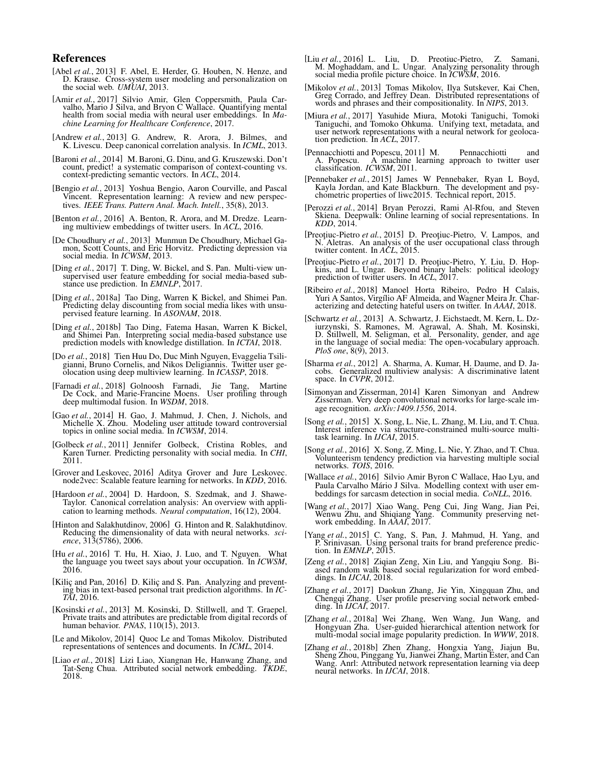## References

[Abel *et al.*, 2013] F. Abel, E. Herder, G. Houben, N. Henze, and D. Krause. Cross-system user modeling and personalization on the social web. *UMUAI*, 2013.

[Amir *et al.*, 2017] Silvio Amir, Glen Coppersmith, Paula Carvalho, Mario J Silva, and Bryon C Wallace. Quantifying mental health from social media with neural user embeddings. In *Machine Learning for Healthcare Conference*, 2017.

[Andrew *et al.*, 2013] G. Andrew, R. Arora, J. Bilmes, and K. Livescu. Deep canonical correlation analysis. In *ICML*, 2013.

[Baroni *et al.*, 2014] M. Baroni, G. Dinu, and G. Kruszewski. Don't count, predict! a systematic comparison of context-counting vs. context-predicting semantic vectors. In *ACL*, 2014.

[Bengio *et al.*, 2013] Yoshua Bengio, Aaron Courville, and Pascal Vincent. Representation learning: A review and new perspectives. *IEEE Trans. Pattern Anal. Mach. Intell.*, 35(8), 2013.

[Benton *et al.*, 2016] A. Benton, R. Arora, and M. Dredze. Learning multiview embeddings of twitter users. In *ACL*, 2016.

[De Choudhury *et al.*, 2013] Munmun De Choudhury, Michael Gamon, Scott Counts, and Eric Horvitz. Predicting depression via social media. In *ICWSM*, 2013.

[Ding *et al.*, 2017] T. Ding, W. Bickel, and S. Pan. Multi-view unsupervised user feature embedding for social media-based substance use prediction. In *EMNLP*, 2017.

[Ding *et al.*, 2018a] Tao Ding, Warren K Bickel, and Shimei Pan. Predicting delay discounting from social media likes with unsupervised feature learning. In *ASONAM*, 2018.

[Ding *et al.*, 2018b] Tao Ding, Fatema Hasan, Warren K Bickel, and Shimei Pan. Interpreting social media-based substance use prediction models with knowledge distillation. In *ICTAI*, 2018.

[Do *et al.*, 2018] Tien Huu Do, Duc Minh Nguyen, Evaggelia Tsiligianni, Bruno Cornelis, and Nikos Deligiannis. Twitter user geolocation using deep multiview learning. In *ICASSP*, 2018.

[Farnadi *et al.*, 2018] Golnoosh Farnadi, Jie Tang, Martine De Cock, and Marie-Francine Moens. User profiling through deep multimodal fusion. In *WSDM*, 2018.

[Gao *et al.*, 2014] H. Gao, J. Mahmud, J. Chen, J. Nichols, and Michelle X. Zhou. Modeling user attitude toward controversial topics in online social media. In *ICWSM*, 2014.

[Golbeck *et al.*, 2011] Jennifer Golbeck, Cristina Robles, and Karen Turner. Predicting personality with social media. In *CHI*, 2011.

[Grover and Leskovec, 2016] Aditya Grover and Jure Leskovec. node2vec: Scalable feature learning for networks. In *KDD*, 2016.

[Hardoon *et al.*, 2004] D. Hardoon, S. Szedmak, and J. Shawe-Taylor. Canonical correlation analysis: An overview with application to learning methods. *Neural computation*, 16(12), 2004.

[Hinton and Salakhutdinov, 2006] G. Hinton and R. Salakhutdinov. Reducing the dimensionality of data with neural networks. *science*, 313(5786), 2006.

[Hu *et al.*, 2016] T. Hu, H. Xiao, J. Luo, and T. Nguyen. What the language you tweet says about your occupation. In *ICWSM*, 2016.

[Kiliç and Pan, 2016] D. Kiliç and S. Pan. Analyzing and preventing bias in text-based personal trait prediction algorithms. In *ICTAI*, 2016.

[Kosinski *et al.*, 2013] M. Kosinski, D. Stillwell, and T. Graepel. Private traits and attributes are predictable from digital records of human behavior. *PNAS*, 110(15), 2013.

[Le and Mikolov, 2014] Quoc Le and Tomas Mikolov. Distributed representations of sentences and documents. In *ICML*, 2014.

[Liao *et al.*, 2018] Lizi Liao, Xiangnan He, Hanwang Zhang, and Tat-Seng Chua. Attributed social network embedding. *TKDE*, 2018.

[Liu *et al.*, 2016] L. Liu, D. Preotiuc-Pietro, Z. Samani, M. Moghaddam, and L. Ungar. Analyzing personality through social media profile picture choice. In *ICWSM*, 2016.

[Mikolov *et al.*, 2013] Tomas Mikolov, Ilya Sutskever, Kai Chen, Greg Corrado, and Jeffrey Dean. Distributed representations of words and phrases and their compositionality. In *NIPS*, 2013.

[Miura *et al.*, 2017] Yasuhide Miura, Motoki Taniguchi, Tomoki Taniguchi, and Tomoko Ohkuma. Unifying text, metadata, and user network representations with a neural network for geolocation prediction. In *ACL*, 2017.

[Pennacchiotti and Popescu, 2011] M. Pennacchiotti and A. Popescu. A machine learning approach to twitter user classification. *ICWSM*, 2011.

[Pennebaker *et al.*, 2015] James W Pennebaker, Ryan L Boyd, Kayla Jordan, and Kate Blackburn. The development and psychometric properties of liwc2015. Technical report, 2015.

[Perozzi *et al.*, 2014] Bryan Perozzi, Rami Al-Rfou, and Steven Skiena. Deepwalk: Online learning of social representations. In *KDD*, 2014.

[Preoţiuc-Pietro *et al.*, 2015] D. Preoţiuc-Pietro, V. Lampos, and N. Aletras. An analysis of the user occupational class through twitter content. In *ACL*, 2015.

[Preoţiuc-Pietro *et al.*, 2017] D. Preoţiuc-Pietro, Y. Liu, D. Hopkins, and L. Ungar. Beyond binary labels: political ideology prediction of twitter users. In *ACL*, 2017.

[Ribeiro *et al.*, 2018] Manoel Horta Ribeiro, Pedro H Calais, Yuri A Santos, Virgílio AF Almeida, and Wagner Meira Jr. Characterizing and detecting hateful users on twitter. In *AAAI*, 2018.

[Schwartz *et al.*, 2013] A. Schwartz, J. Eichstaedt, M. Kern, L. Dziurzynski, S. Ramones, M. Agrawal, A. Shah, M. Kosinski, D. Stillwell, M. Seligman, et al. Personality, gender, and age in the language of social media: The open-vocabulary approach. *PloS one*, 8(9), 2013.

[Sharma *et al.*, 2012] A. Sharma, A. Kumar, H. Daume, and D. Jacobs. Generalized multiview analysis: A discriminative latent space. In *CVPR*, 2012.

[Simonyan and Zisserman, 2014] Karen Simonyan and Andrew Zisserman. Very deep convolutional networks for large-scale image recognition. *arXiv:1409.1556*, 2014.

[Song *et al.*, 2015] X. Song, L. Nie, L. Zhang, M. Liu, and T. Chua. Interest inference via structure-constrained multi-source multi-task learning. In *IJCAI*, 2015.

[Song *et al.*, 2016] X. Song, Z. Ming, L. Nie, Y. Zhao, and T. Chua. Volunteerism tendency prediction via harvesting multiple social networks. *TOIS*, 2016.

[Wallace *et al.*, 2016] Silvio Amir Byron C Wallace, Hao Lyu, and Paula Carvalho Mário J Silva. Modelling context with user embeddings for sarcasm detection in social media. *CoNLL*, 2016.

[Wang *et al.*, 2017] Xiao Wang, Peng Cui, Jing Wang, Jian Pei, Wenwu Zhu, and Shiqiang Yang. Community preserving network embedding. In *AAAI*, 2017.

[Yang *et al.*, 2015] C. Yang, S. Pan, J. Mahmud, H. Yang, and P. Srinivasan. Using personal traits for brand preference prediction. In *EMNLP*, 2015.

[Zeng *et al.*, 2018] Ziqian Zeng, Xin Liu, and Yangqiu Song. Biased random walk based social regularization for word embeddings. In *IJCAI*, 2018.

[Zhang *et al.*, 2017] Daokun Zhang, Jie Yin, Xingquan Zhu, and Chengqi Zhang. User profile preserving social network embedding. In *IJCAI*, 2017.

[Zhang *et al.*, 2018a] Wei Zhang, Wen Wang, Jun Wang, and Hongyuan Zha. User-guided hierarchical attention network for multi-modal social image popularity prediction. In *WWW*, 2018.

[Zhang *et al.*, 2018b] Zhen Zhang, Hongxia Yang, Jiajun Bu, Sheng Zhou, Pinggang Yu, Jianwei Zhang, Martin Ester, and Can Wang. Anrl: Attributed network representation learning via deep neural networks. In *IJCAI*, 2018.